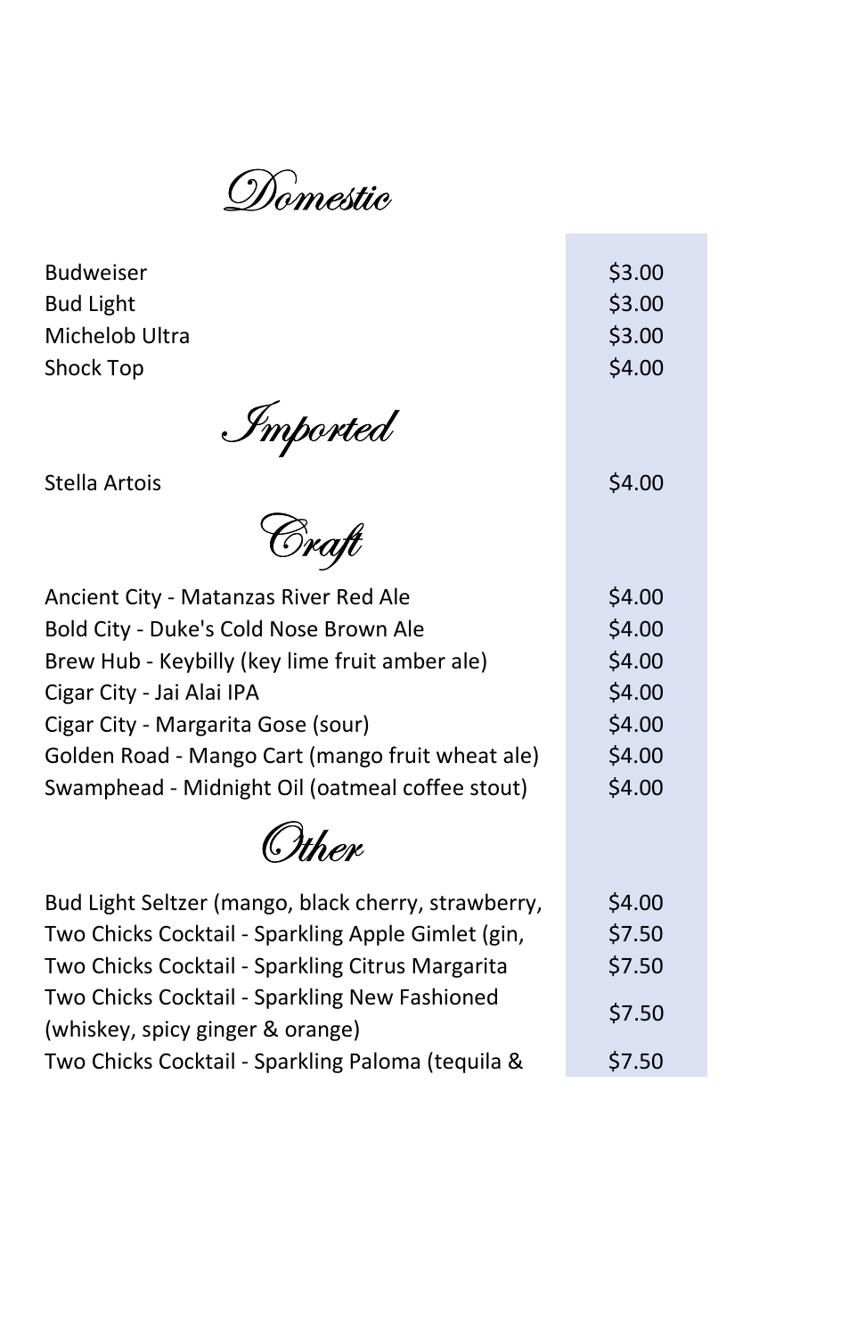## Domestic

| | |
|---|---|
| Budweiser | $3.00 |
| Bud Light | $3.00 |
| Michelob Ultra | $3.00 |
| Shock Top | $4.00 |

## Imported

| | |
|---|---|
| Stella Artois | $4.00 |

## Craft

| | |
|---|---|
| Ancient City - Matanzas River Red Ale | $4.00 |
| Bold City - Duke's Cold Nose Brown Ale | $4.00 |
| Brew Hub - Keybilly (key lime fruit amber ale) | $4.00 |
| Cigar City - Jai Alai IPA | $4.00 |
| Cigar City - Margarita Gose (sour) | $4.00 |
| Golden Road - Mango Cart (mango fruit wheat ale) | $4.00 |
| Swamphead - Midnight Oil (oatmeal coffee stout) | $4.00 |

## Other

| | |
|---|---|
| Bud Light Seltzer (mango, black cherry, strawberry, | $4.00 |
| Two Chicks Cocktail - Sparkling Apple Gimlet (gin, | $7.50 |
| Two Chicks Cocktail - Sparkling Citrus Margarita | $7.50 |
| Two Chicks Cocktail - Sparkling New Fashioned (whiskey, spicy ginger & orange) | $7.50 |
| Two Chicks Cocktail - Sparkling Paloma (tequila & | $7.50 |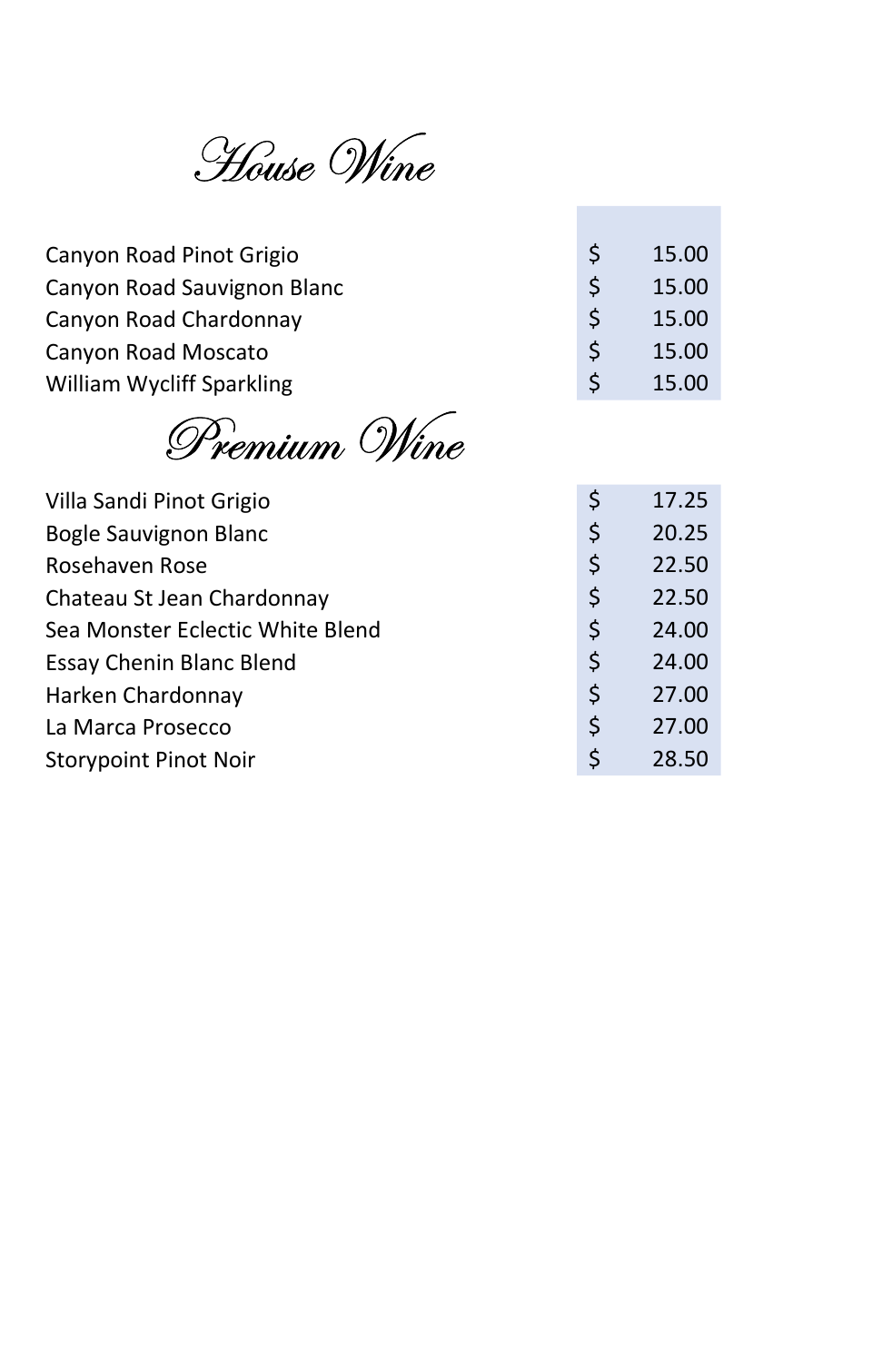# House Wine

| | | |
|---|---|---|
| Canyon Road Pinot Grigio | $ | 15.00 |
| Canyon Road Sauvignon Blanc | $ | 15.00 |
| Canyon Road Chardonnay | $ | 15.00 |
| Canyon Road Moscato | $ | 15.00 |
| William Wycliff Sparkling | $ | 15.00 |

# Premium Wine

| | | |
|---|---|---|
| Villa Sandi Pinot Grigio | $ | 17.25 |
| Bogle Sauvignon Blanc | $ | 20.25 |
| Rosehaven Rose | $ | 22.50 |
| Chateau St Jean Chardonnay | $ | 22.50 |
| Sea Monster Eclectic White Blend | $ | 24.00 |
| Essay Chenin Blanc Blend | $ | 24.00 |
| Harken Chardonnay | $ | 27.00 |
| La Marca Prosecco | $ | 27.00 |
| Storypoint Pinot Noir | $ | 28.50 |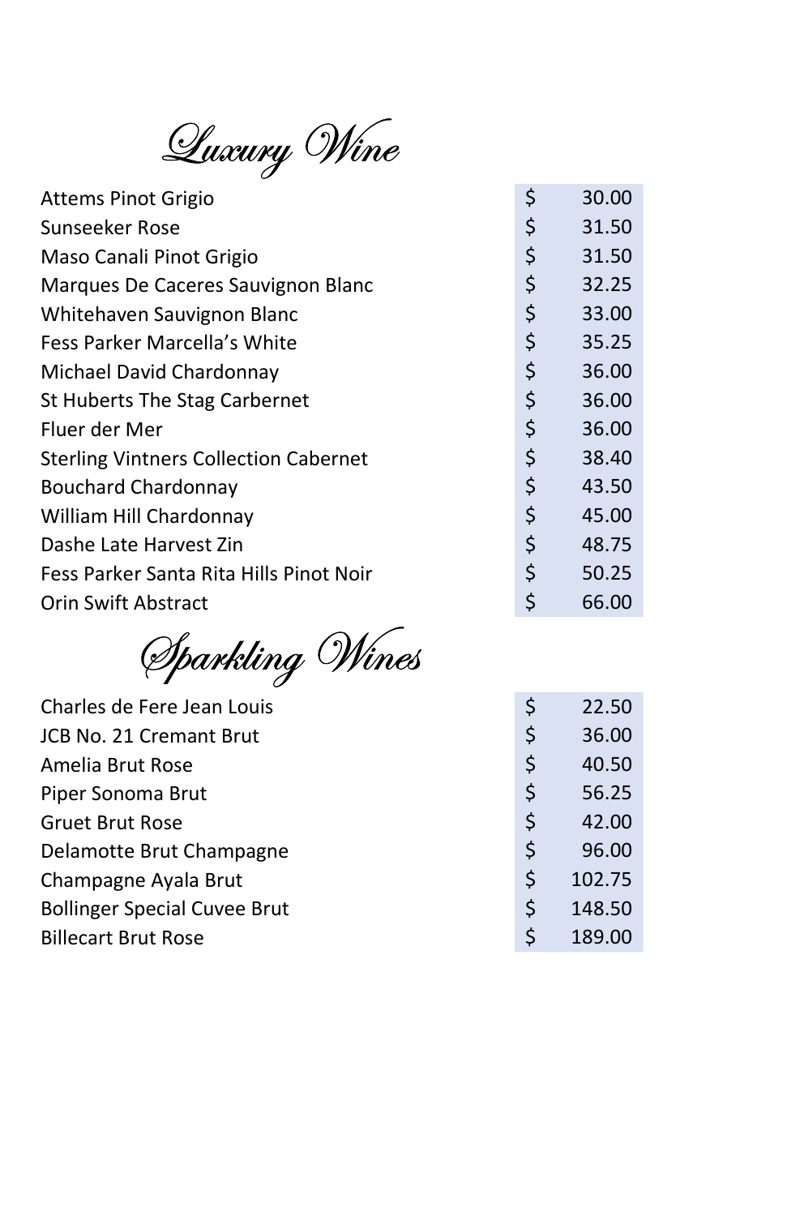# Luxury Wine

| | |
|---|---|
| Attems Pinot Grigio | $ 30.00 |
| Sunseeker Rose | $ 31.50 |
| Maso Canali Pinot Grigio | $ 31.50 |
| Marques De Caceres Sauvignon Blanc | $ 32.25 |
| Whitehaven Sauvignon Blanc | $ 33.00 |
| Fess Parker Marcella's White | $ 35.25 |
| Michael David Chardonnay | $ 36.00 |
| St Huberts The Stag Carbernet | $ 36.00 |
| Fluer der Mer | $ 36.00 |
| Sterling Vintners Collection Cabernet | $ 38.40 |
| Bouchard Chardonnay | $ 43.50 |
| William Hill Chardonnay | $ 45.00 |
| Dashe Late Harvest Zin | $ 48.75 |
| Fess Parker Santa Rita Hills Pinot Noir | $ 50.25 |
| Orin Swift Abstract | $ 66.00 |

# Sparkling Wines

| | |
|---|---|
| Charles de Fere Jean Louis | $ 22.50 |
| JCB No. 21 Cremant Brut | $ 36.00 |
| Amelia Brut Rose | $ 40.50 |
| Piper Sonoma Brut | $ 56.25 |
| Gruet Brut Rose | $ 42.00 |
| Delamotte Brut Champagne | $ 96.00 |
| Champagne Ayala Brut | $ 102.75 |
| Bollinger Special Cuvee Brut | $ 148.50 |
| Billecart Brut Rose | $ 189.00 |